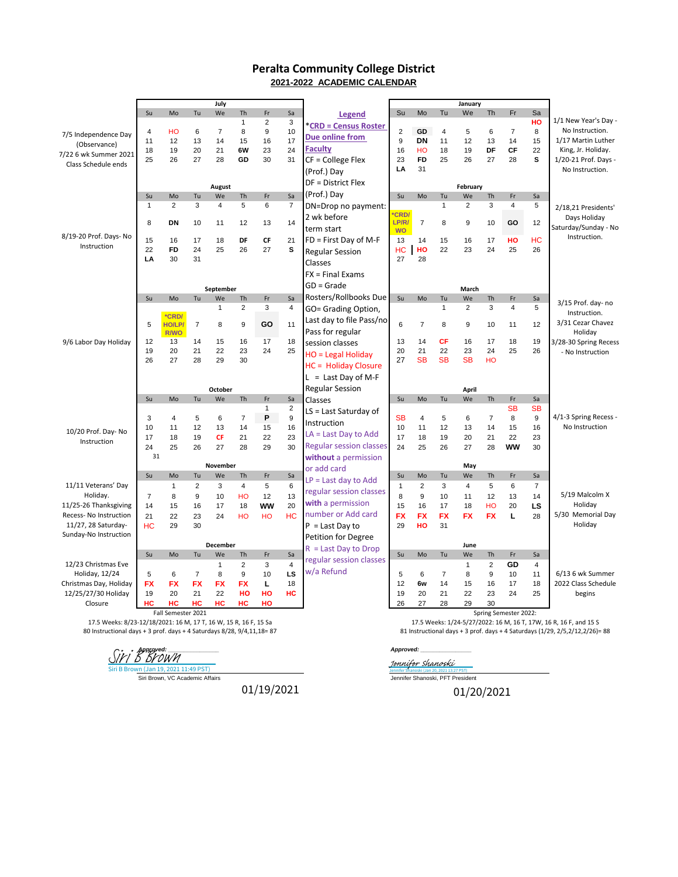# Peralta Community College District

## 2021-2022 ACADEMIC CALENDAR

### Fall Semester 2021

**July**

| Notes | Su | Mo | Tu | We | Th | Fr | Sa |
|---|---|---|---|---|---|---|---|
| | | | | | 1 | 2 | 3 |
| 7/5 Independence Day (Observance) | 4 | HO | 6 | 7 | 8 | 9 | 10 |
| 7/22 6 wk Summer 2021 Class Schedule ends | 11 | 12 | 13 | 14 | 15 | 16 | 17 |
| | 18 | 19 | 20 | 21 | 6W | 23 | 24 |
| | 25 | 26 | 27 | 28 | GD | 30 | 31 |

**August**

| Notes | Su | Mo | Tu | We | Th | Fr | Sa |
|---|---|---|---|---|---|---|---|
| | 1 | 2 | 3 | 4 | 5 | 6 | 7 |
| | 8 | DN | 10 | 11 | 12 | 13 | 14 |
| 8/19-20 Prof. Days- No Instruction | 15 | 16 | 17 | 18 | DF | CF | 21 |
| | 22 | FD | 24 | 25 | 26 | 27 | S |
| | LA | 30 | 31 | | | | |

**September**

| Notes | Su | Mo | Tu | We | Th | Fr | Sa |
|---|---|---|---|---|---|---|---|
| | | | | 1 | 2 | 3 | 4 |
| | 5 | *CRD/HO/LP/R/WO | 7 | 8 | 9 | GO | 11 |
| 9/6 Labor Day Holiday | 12 | 13 | 14 | 15 | 16 | 17 | 18 |
| | 19 | 20 | 21 | 22 | 23 | 24 | 25 |
| | 26 | 27 | 28 | 29 | 30 | | |

**October**

| Notes | Su | Mo | Tu | We | Th | Fr | Sa |
|---|---|---|---|---|---|---|---|
| | | | | | | 1 | 2 |
| | 3 | 4 | 5 | 6 | 7 | P | 9 |
| 10/20 Prof. Day- No Instruction | 10 | 11 | 12 | 13 | 14 | 15 | 16 |
| | 17 | 18 | 19 | CF | 21 | 22 | 23 |
| | 24 | 25 | 26 | 27 | 28 | 29 | 30 |
| | 31 | | | | | | |

**November**

| Notes | Su | Mo | Tu | We | Th | Fr | Sa |
|---|---|---|---|---|---|---|---|
| 11/11 Veterans' Day Holiday. | | 1 | 2 | 3 | 4 | 5 | 6 |
| 11/25-26 Thanksgiving Recess- No Instruction | 7 | 8 | 9 | 10 | HO | 12 | 13 |
| 11/27, 28 Saturday-Sunday-No Instruction | 14 | 15 | 16 | 17 | 18 | WW | 20 |
| | 21 | 22 | 23 | 24 | HO | HO | HC |
| | HC | 29 | 30 | | | | |

**December**

| Notes | Su | Mo | Tu | We | Th | Fr | Sa |
|---|---|---|---|---|---|---|---|
| 12/23 Christmas Eve Holiday, 12/24 Christmas Day, Holiday 12/25/27/30 Holiday Closure | | | | 1 | 2 | 3 | 4 |
| | 5 | 6 | 7 | 8 | 9 | 10 | LS |
| | FX | FX | FX | FX | FX | L | 18 |
| | 19 | 20 | 21 | 22 | HO | HO | HC |
| | HC | HC | HC | HC | HC | HO | |

Fall Semester 2021

17.5 Weeks: 8/23-12/18/2021: 16 M, 17 T, 16 W, 15 R, 16 F, 15 Sa
80 Instructional days + 3 prof. days + 4 Saturdays 8/28, 9/4,11,18= 87

### Legend

- *CRD = Census Roster Due online from Faculty
- CF = College Flex (Prof.) Day
- DF = District Flex (Prof.) Day
- DN=Drop no payment: 2 wk before term start
- FD = First Day of M-F Regular Session Classes
- FX = Final Exams
- GD = Grade Rosters/Rollbooks Due
- GO= Grading Option, Last day to file Pass/no Pass for regular session classes
- HO = Legal Holiday
- HC = Holiday Closure
- L = Last Day of M-F Regular Session Classes
- LS = Last Saturday of Instruction
- LA = Last Day to Add Regular session classes without a permission or add card
- LP = Last day to Add regular session classes with a permission number or Add card
- P = Last Day to Petition for Degree
- R = Last Day to Drop regular session classes w/a Refund

### Spring Semester 2022

**January**

| Su | Mo | Tu | We | Th | Fr | Sa | Notes |
|---|---|---|---|---|---|---|---|
| | | | | | | HO | 1/1 New Year's Day - No Instruction. |
| 2 | GD | 4 | 5 | 6 | 7 | 8 | 1/17 Martin Luther King, Jr. Holiday. |
| 9 | DN | 11 | 12 | 13 | 14 | 15 | 1/20-21 Prof. Days - No Instruction. |
| 16 | HO | 18 | 19 | DF | CF | 22 | |
| 23 | FD | 25 | 26 | 27 | 28 | S | |
| LA | 31 | | | | | | |

**February**

| Su | Mo | Tu | We | Th | Fr | Sa | Notes |
|---|---|---|---|---|---|---|---|
| | | 1 | 2 | 3 | 4 | 5 | 2/18,21 Presidents' Days Holiday Saturday/Sunday - No Instruction. |
| *CRD/LP/R/WO | 7 | 8 | 9 | 10 | GO | 12 | |
| 13 | 14 | 15 | 16 | 17 | HO | HC | |
| HC | HO | 22 | 23 | 24 | 25 | 26 | |
| 27 | 28 | | | | | | |

**March**

| Su | Mo | Tu | We | Th | Fr | Sa | Notes |
|---|---|---|---|---|---|---|---|
| | | 1 | 2 | 3 | 4 | 5 | 3/15 Prof. day- no instruction. |
| 6 | 7 | 8 | 9 | 10 | 11 | 12 | 3/31 Cezar Chavez Holiday |
| 13 | 14 | CF | 16 | 17 | 18 | 19 | 3/28-30 Spring Recess - No Instruction |
| 20 | 21 | 22 | 23 | 24 | 25 | 26 | |
| 27 | SB | SB | SB | HO | | | |

**April**

| Su | Mo | Tu | We | Th | Fr | Sa | Notes |
|---|---|---|---|---|---|---|---|
| | | | | | SB | SB | |
| SB | 4 | 5 | 6 | 7 | 8 | 9 | 4/1-3 Spring Recess - No Instruction |
| 10 | 11 | 12 | 13 | 14 | 15 | 16 | |
| 17 | 18 | 19 | 20 | 21 | 22 | 23 | |
| 24 | 25 | 26 | 27 | 28 | WW | 30 | |

**May**

| Su | Mo | Tu | We | Th | Fr | Sa | Notes |
|---|---|---|---|---|---|---|---|
| 1 | 2 | 3 | 4 | 5 | 6 | 7 | 5/19 Malcolm X Holiday |
| 8 | 9 | 10 | 11 | 12 | 13 | 14 | 5/30 Memorial Day Holiday |
| 15 | 16 | 17 | 18 | HO | 20 | LS | |
| FX | FX | FX | FX | FX | L | 28 | |
| 29 | HO | 31 | | | | | |

**June**

| Su | Mo | Tu | We | Th | Fr | Sa | Notes |
|---|---|---|---|---|---|---|---|
| | | | 1 | 2 | GD | 4 | 6/13 6 wk Summer 2022 Class Schedule begins |
| 5 | 6 | 7 | 8 | 9 | 10 | 11 | |
| 12 | 6w | 14 | 15 | 16 | 17 | 18 | |
| 19 | 20 | 21 | 22 | 23 | 24 | 25 | |
| 26 | 27 | 28 | 29 | 30 | | | |

Spring Semester 2022:

17.5 Weeks: 1/24-5/27/2022: 16 M, 16 T, 17W, 16 R, 16 F, and 15 S
81 Instructional days + 3 prof. days + 4 Saturdays (1/29, 2/5,2/12,2/26)= 88

**Approved:** Siri B Brown
Siri B Brown (Jan 19, 2021 11:49 PST)
Siri Brown, VC Academic Affairs
01/19/2021

**Approved:** Jennifer Shanoski
Jennifer Shanoski (Jan 20, 2021 13:27 PST)
Jennifer Shanoski, PFT President
01/20/2021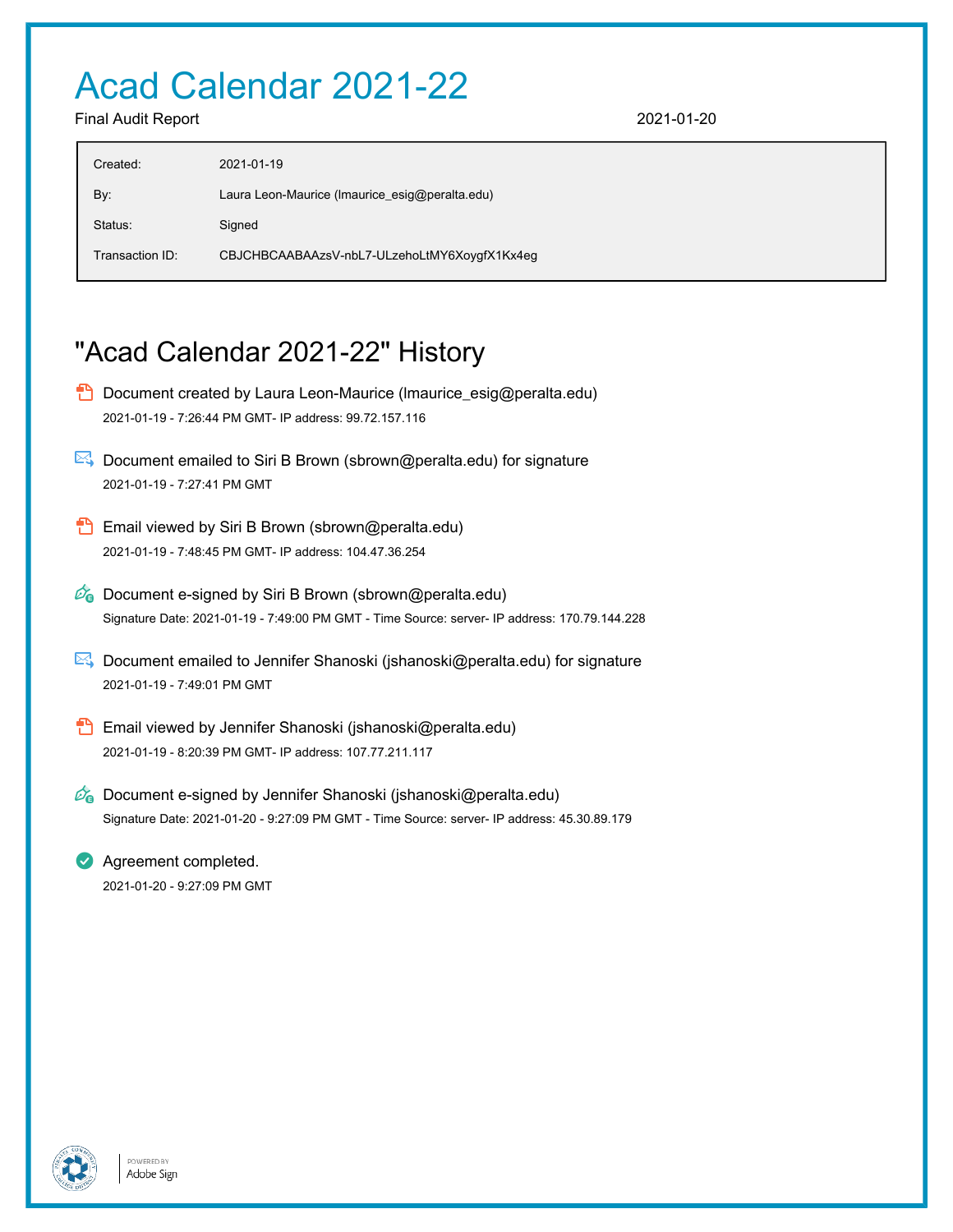# Acad Calendar 2021-22

Final Audit Report 2021-01-20

| | |
|---|---|
| Created: | 2021-01-19 |
| By: | Laura Leon-Maurice (lmaurice_esig@peralta.edu) |
| Status: | Signed |
| Transaction ID: | CBJCHBCAABAAzsV-nbL7-ULzehoLtMY6XoygfX1Kx4eg |

## "Acad Calendar 2021-22" History

- Document created by Laura Leon-Maurice (lmaurice_esig@peralta.edu)
  2021-01-19 - 7:26:44 PM GMT- IP address: 99.72.157.116

- Document emailed to Siri B Brown (sbrown@peralta.edu) for signature
  2021-01-19 - 7:27:41 PM GMT

- Email viewed by Siri B Brown (sbrown@peralta.edu)
  2021-01-19 - 7:48:45 PM GMT- IP address: 104.47.36.254

- Document e-signed by Siri B Brown (sbrown@peralta.edu)
  Signature Date: 2021-01-19 - 7:49:00 PM GMT - Time Source: server- IP address: 170.79.144.228

- Document emailed to Jennifer Shanoski (jshanoski@peralta.edu) for signature
  2021-01-19 - 7:49:01 PM GMT

- Email viewed by Jennifer Shanoski (jshanoski@peralta.edu)
  2021-01-19 - 8:20:39 PM GMT- IP address: 107.77.211.117

- Document e-signed by Jennifer Shanoski (jshanoski@peralta.edu)
  Signature Date: 2021-01-20 - 9:27:09 PM GMT - Time Source: server- IP address: 45.30.89.179

- Agreement completed.
  2021-01-20 - 9:27:09 PM GMT

POWERED BY Adobe Sign